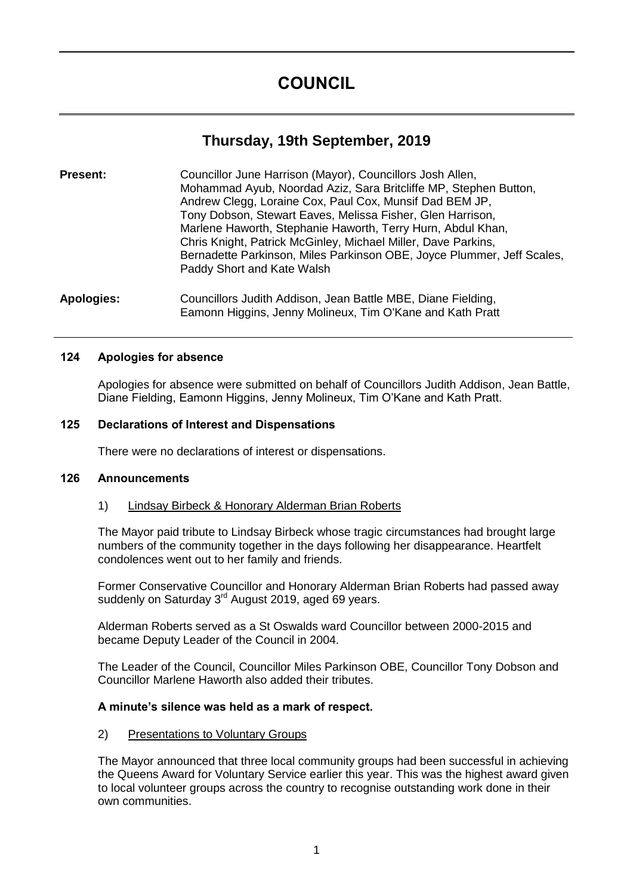# COUNCIL

## Thursday, 19th September, 2019

**Present:** Councillor June Harrison (Mayor), Councillors Josh Allen, Mohammad Ayub, Noordad Aziz, Sara Britcliffe MP, Stephen Button, Andrew Clegg, Loraine Cox, Paul Cox, Munsif Dad BEM JP, Tony Dobson, Stewart Eaves, Melissa Fisher, Glen Harrison, Marlene Haworth, Stephanie Haworth, Terry Hurn, Abdul Khan, Chris Knight, Patrick McGinley, Michael Miller, Dave Parkins, Bernadette Parkinson, Miles Parkinson OBE, Joyce Plummer, Jeff Scales, Paddy Short and Kate Walsh

**Apologies:** Councillors Judith Addison, Jean Battle MBE, Diane Fielding, Eamonn Higgins, Jenny Molineux, Tim O'Kane and Kath Pratt

### 124 Apologies for absence

Apologies for absence were submitted on behalf of Councillors Judith Addison, Jean Battle, Diane Fielding, Eamonn Higgins, Jenny Molineux, Tim O'Kane and Kath Pratt.

### 125 Declarations of Interest and Dispensations

There were no declarations of interest or dispensations.

### 126 Announcements

1) Lindsay Birbeck & Honorary Alderman Brian Roberts

The Mayor paid tribute to Lindsay Birbeck whose tragic circumstances had brought large numbers of the community together in the days following her disappearance. Heartfelt condolences went out to her family and friends.

Former Conservative Councillor and Honorary Alderman Brian Roberts had passed away suddenly on Saturday 3rd August 2019, aged 69 years.

Alderman Roberts served as a St Oswalds ward Councillor between 2000-2015 and became Deputy Leader of the Council in 2004.

The Leader of the Council, Councillor Miles Parkinson OBE, Councillor Tony Dobson and Councillor Marlene Haworth also added their tributes.

**A minute's silence was held as a mark of respect.**

2) Presentations to Voluntary Groups

The Mayor announced that three local community groups had been successful in achieving the Queens Award for Voluntary Service earlier this year. This was the highest award given to local volunteer groups across the country to recognise outstanding work done in their own communities.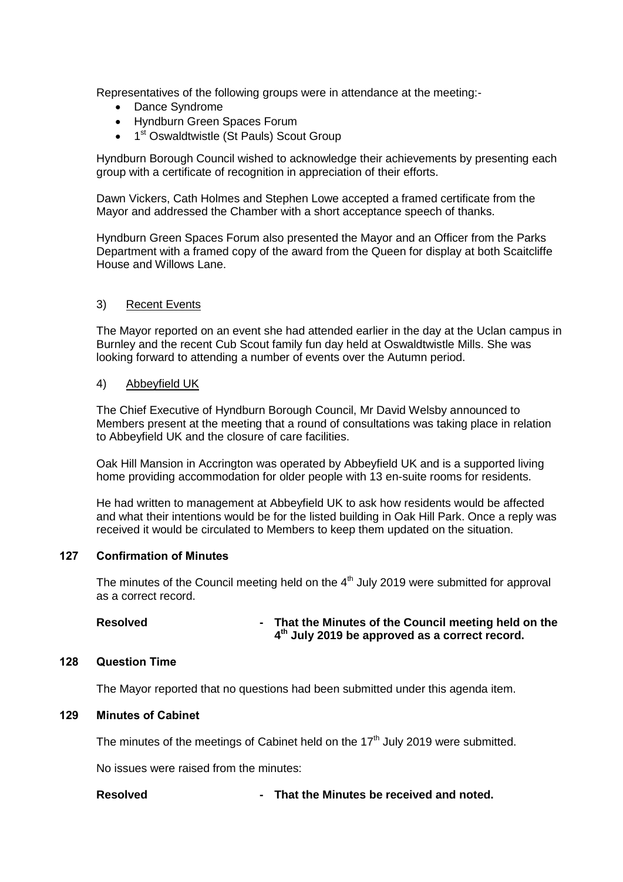Representatives of the following groups were in attendance at the meeting:-

- Dance Syndrome
- Hyndburn Green Spaces Forum
- 1st Oswaldtwistle (St Pauls) Scout Group

Hyndburn Borough Council wished to acknowledge their achievements by presenting each group with a certificate of recognition in appreciation of their efforts.

Dawn Vickers, Cath Holmes and Stephen Lowe accepted a framed certificate from the Mayor and addressed the Chamber with a short acceptance speech of thanks.

Hyndburn Green Spaces Forum also presented the Mayor and an Officer from the Parks Department with a framed copy of the award from the Queen for display at both Scaitcliffe House and Willows Lane.

3) Recent Events

The Mayor reported on an event she had attended earlier in the day at the Uclan campus in Burnley and the recent Cub Scout family fun day held at Oswaldtwistle Mills. She was looking forward to attending a number of events over the Autumn period.

4) Abbeyfield UK

The Chief Executive of Hyndburn Borough Council, Mr David Welsby announced to Members present at the meeting that a round of consultations was taking place in relation to Abbeyfield UK and the closure of care facilities.

Oak Hill Mansion in Accrington was operated by Abbeyfield UK and is a supported living home providing accommodation for older people with 13 en-suite rooms for residents.

He had written to management at Abbeyfield UK to ask how residents would be affected and what their intentions would be for the listed building in Oak Hill Park. Once a reply was received it would be circulated to Members to keep them updated on the situation.

## 127 Confirmation of Minutes

The minutes of the Council meeting held on the 4th July 2019 were submitted for approval as a correct record.

**Resolved** - **That the Minutes of the Council meeting held on the 4th July 2019 be approved as a correct record.**

## 128 Question Time

The Mayor reported that no questions had been submitted under this agenda item.

## 129 Minutes of Cabinet

The minutes of the meetings of Cabinet held on the 17th July 2019 were submitted.

No issues were raised from the minutes:

**Resolved** - **That the Minutes be received and noted.**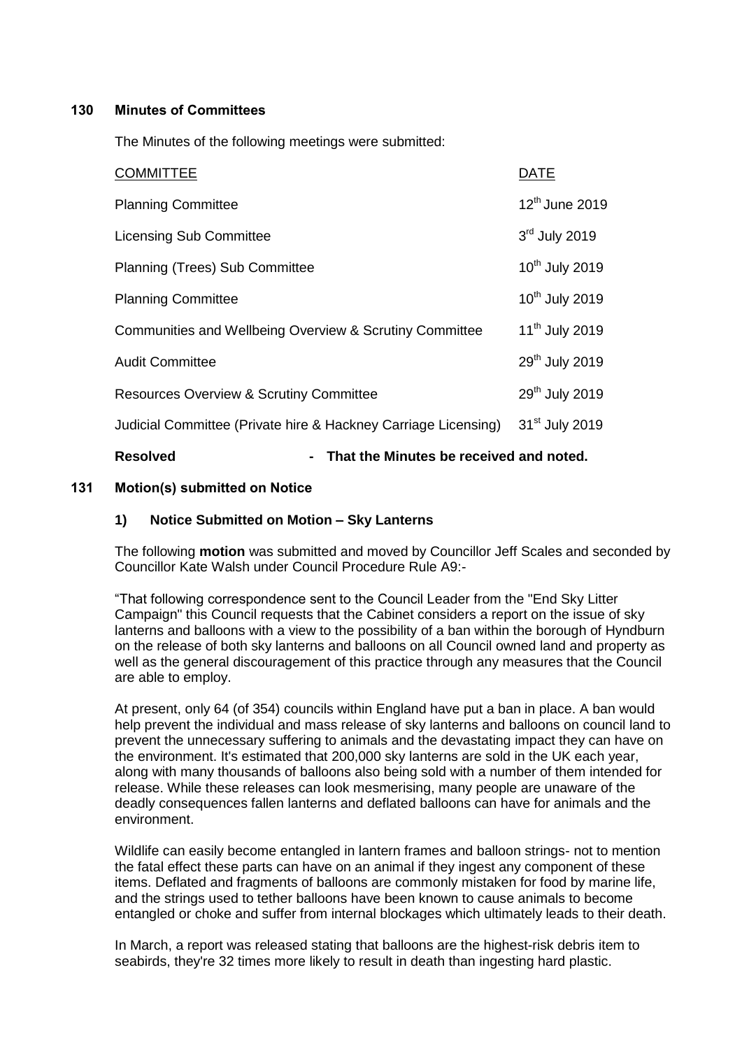## 130 Minutes of Committees

The Minutes of the following meetings were submitted:

| COMMITTEE | DATE |
|---|---|
| Planning Committee | 12th June 2019 |
| Licensing Sub Committee | 3rd July 2019 |
| Planning (Trees) Sub Committee | 10th July 2019 |
| Planning Committee | 10th July 2019 |
| Communities and Wellbeing Overview & Scrutiny Committee | 11th July 2019 |
| Audit Committee | 29th July 2019 |
| Resources Overview & Scrutiny Committee | 29th July 2019 |
| Judicial Committee (Private hire & Hackney Carriage Licensing) | 31st July 2019 |

**Resolved - That the Minutes be received and noted.**

## 131 Motion(s) submitted on Notice

### 1) Notice Submitted on Motion – Sky Lanterns

The following **motion** was submitted and moved by Councillor Jeff Scales and seconded by Councillor Kate Walsh under Council Procedure Rule A9:-

"That following correspondence sent to the Council Leader from the "End Sky Litter Campaign" this Council requests that the Cabinet considers a report on the issue of sky lanterns and balloons with a view to the possibility of a ban within the borough of Hyndburn on the release of both sky lanterns and balloons on all Council owned land and property as well as the general discouragement of this practice through any measures that the Council are able to employ.

At present, only 64 (of 354) councils within England have put a ban in place. A ban would help prevent the individual and mass release of sky lanterns and balloons on council land to prevent the unnecessary suffering to animals and the devastating impact they can have on the environment. It's estimated that 200,000 sky lanterns are sold in the UK each year, along with many thousands of balloons also being sold with a number of them intended for release. While these releases can look mesmerising, many people are unaware of the deadly consequences fallen lanterns and deflated balloons can have for animals and the environment.

Wildlife can easily become entangled in lantern frames and balloon strings- not to mention the fatal effect these parts can have on an animal if they ingest any component of these items. Deflated and fragments of balloons are commonly mistaken for food by marine life, and the strings used to tether balloons have been known to cause animals to become entangled or choke and suffer from internal blockages which ultimately leads to their death.

In March, a report was released stating that balloons are the highest-risk debris item to seabirds, they're 32 times more likely to result in death than ingesting hard plastic.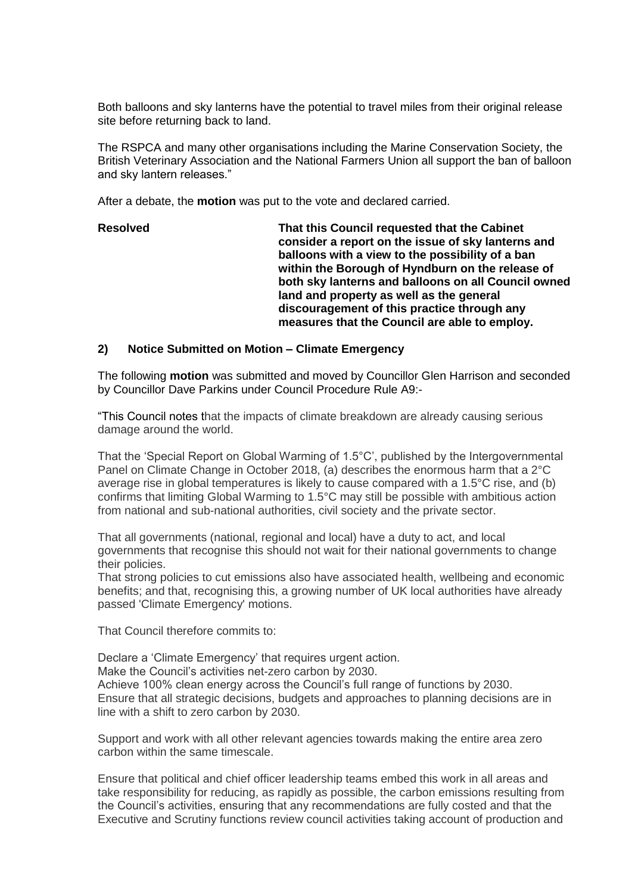Both balloons and sky lanterns have the potential to travel miles from their original release site before returning back to land.

The RSPCA and many other organisations including the Marine Conservation Society, the British Veterinary Association and the National Farmers Union all support the ban of balloon and sky lantern releases."

After a debate, the **motion** was put to the vote and declared carried.

| **Resolved** | **That this Council requested that the Cabinet consider a report on the issue of sky lanterns and balloons with a view to the possibility of a ban within the Borough of Hyndburn on the release of both sky lanterns and balloons on all Council owned land and property as well as the general discouragement of this practice through any measures that the Council are able to employ.** |
|---|---|

## 2) Notice Submitted on Motion – Climate Emergency

The following **motion** was submitted and moved by Councillor Glen Harrison and seconded by Councillor Dave Parkins under Council Procedure Rule A9:-

"This Council notes that the impacts of climate breakdown are already causing serious damage around the world.

That the 'Special Report on Global Warming of 1.5°C', published by the Intergovernmental Panel on Climate Change in October 2018, (a) describes the enormous harm that a 2°C average rise in global temperatures is likely to cause compared with a 1.5°C rise, and (b) confirms that limiting Global Warming to 1.5°C may still be possible with ambitious action from national and sub-national authorities, civil society and the private sector.

That all governments (national, regional and local) have a duty to act, and local governments that recognise this should not wait for their national governments to change their policies.

That strong policies to cut emissions also have associated health, wellbeing and economic benefits; and that, recognising this, a growing number of UK local authorities have already passed 'Climate Emergency' motions.

That Council therefore commits to:

Declare a 'Climate Emergency' that requires urgent action.
Make the Council's activities net-zero carbon by 2030.
Achieve 100% clean energy across the Council's full range of functions by 2030.
Ensure that all strategic decisions, budgets and approaches to planning decisions are in line with a shift to zero carbon by 2030.

Support and work with all other relevant agencies towards making the entire area zero carbon within the same timescale.

Ensure that political and chief officer leadership teams embed this work in all areas and take responsibility for reducing, as rapidly as possible, the carbon emissions resulting from the Council's activities, ensuring that any recommendations are fully costed and that the Executive and Scrutiny functions review council activities taking account of production and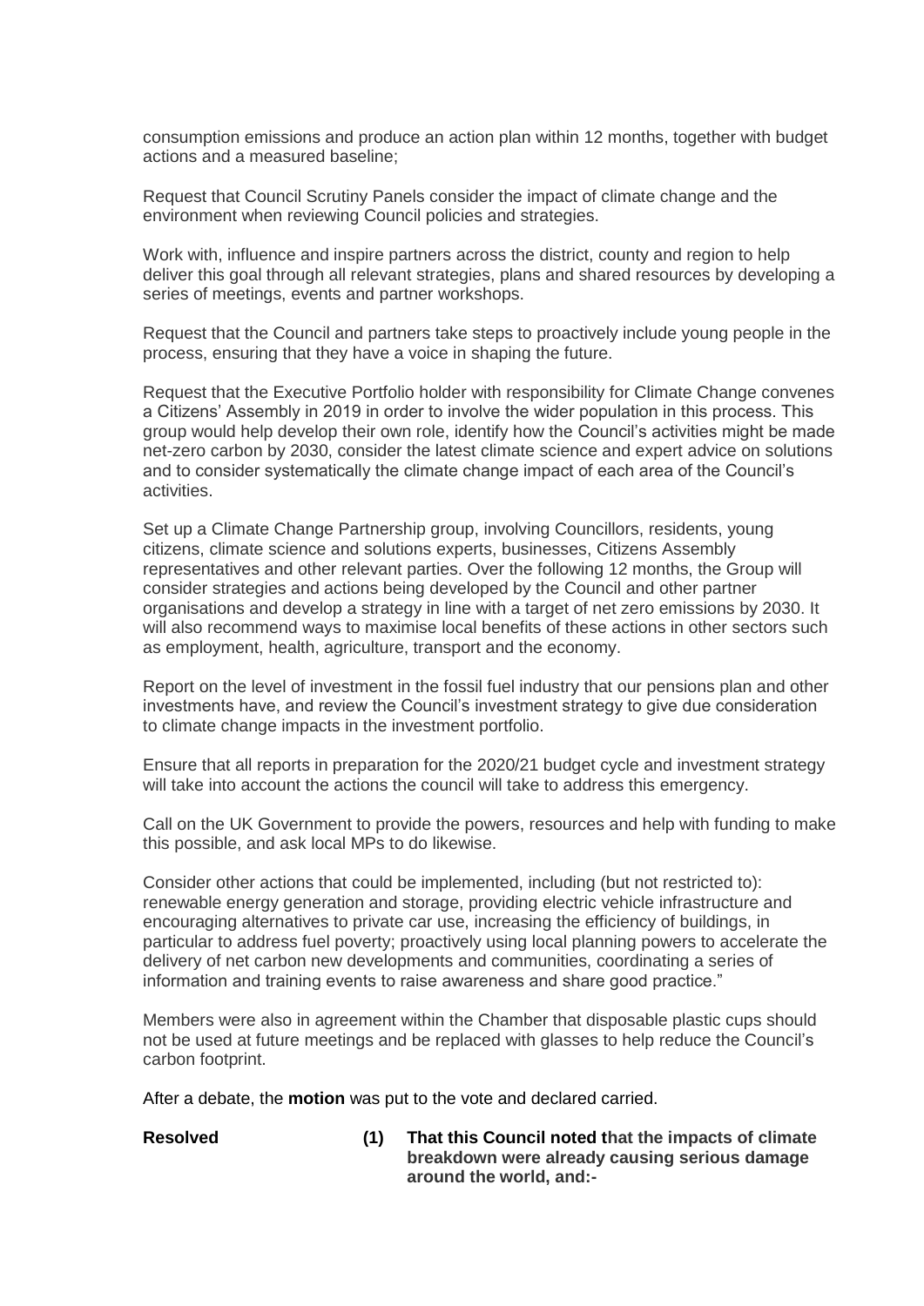consumption emissions and produce an action plan within 12 months, together with budget actions and a measured baseline;

Request that Council Scrutiny Panels consider the impact of climate change and the environment when reviewing Council policies and strategies.

Work with, influence and inspire partners across the district, county and region to help deliver this goal through all relevant strategies, plans and shared resources by developing a series of meetings, events and partner workshops.

Request that the Council and partners take steps to proactively include young people in the process, ensuring that they have a voice in shaping the future.

Request that the Executive Portfolio holder with responsibility for Climate Change convenes a Citizens' Assembly in 2019 in order to involve the wider population in this process. This group would help develop their own role, identify how the Council's activities might be made net-zero carbon by 2030, consider the latest climate science and expert advice on solutions and to consider systematically the climate change impact of each area of the Council's activities.

Set up a Climate Change Partnership group, involving Councillors, residents, young citizens, climate science and solutions experts, businesses, Citizens Assembly representatives and other relevant parties. Over the following 12 months, the Group will consider strategies and actions being developed by the Council and other partner organisations and develop a strategy in line with a target of net zero emissions by 2030. It will also recommend ways to maximise local benefits of these actions in other sectors such as employment, health, agriculture, transport and the economy.

Report on the level of investment in the fossil fuel industry that our pensions plan and other investments have, and review the Council's investment strategy to give due consideration to climate change impacts in the investment portfolio.

Ensure that all reports in preparation for the 2020/21 budget cycle and investment strategy will take into account the actions the council will take to address this emergency.

Call on the UK Government to provide the powers, resources and help with funding to make this possible, and ask local MPs to do likewise.

Consider other actions that could be implemented, including (but not restricted to): renewable energy generation and storage, providing electric vehicle infrastructure and encouraging alternatives to private car use, increasing the efficiency of buildings, in particular to address fuel poverty; proactively using local planning powers to accelerate the delivery of net carbon new developments and communities, coordinating a series of information and training events to raise awareness and share good practice."

Members were also in agreement within the Chamber that disposable plastic cups should not be used at future meetings and be replaced with glasses to help reduce the Council's carbon footprint.

After a debate, the **motion** was put to the vote and declared carried.

**Resolved** **(1) That this Council noted that the impacts of climate breakdown were already causing serious damage around the world, and:-**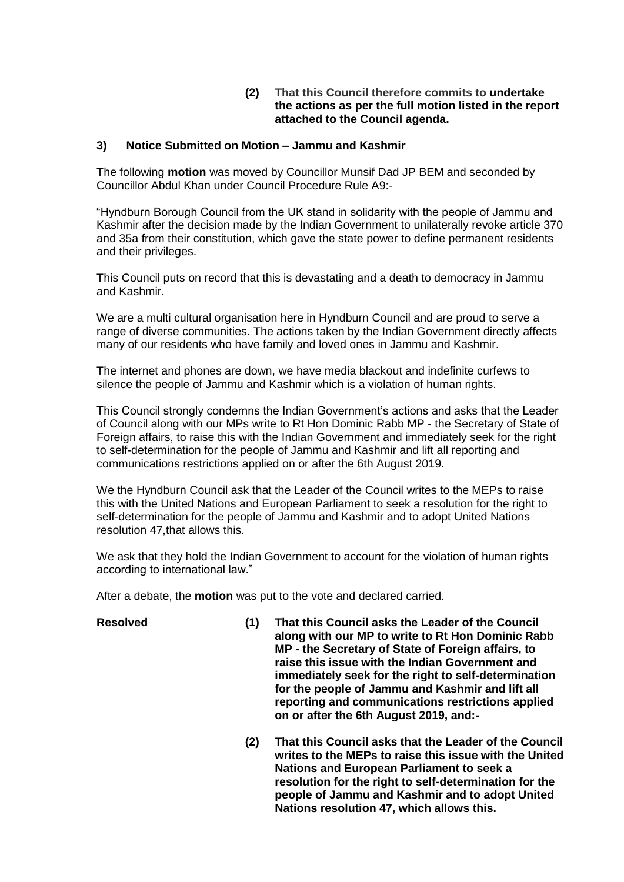**(2) That this Council therefore commits to undertake the actions as per the full motion listed in the report attached to the Council agenda.**

### 3) Notice Submitted on Motion – Jammu and Kashmir

The following **motion** was moved by Councillor Munsif Dad JP BEM and seconded by Councillor Abdul Khan under Council Procedure Rule A9:-

"Hyndburn Borough Council from the UK stand in solidarity with the people of Jammu and Kashmir after the decision made by the Indian Government to unilaterally revoke article 370 and 35a from their constitution, which gave the state power to define permanent residents and their privileges.

This Council puts on record that this is devastating and a death to democracy in Jammu and Kashmir.

We are a multi cultural organisation here in Hyndburn Council and are proud to serve a range of diverse communities. The actions taken by the Indian Government directly affects many of our residents who have family and loved ones in Jammu and Kashmir.

The internet and phones are down, we have media blackout and indefinite curfews to silence the people of Jammu and Kashmir which is a violation of human rights.

This Council strongly condemns the Indian Government's actions and asks that the Leader of Council along with our MPs write to Rt Hon Dominic Rabb MP - the Secretary of State of Foreign affairs, to raise this with the Indian Government and immediately seek for the right to self-determination for the people of Jammu and Kashmir and lift all reporting and communications restrictions applied on or after the 6th August 2019.

We the Hyndburn Council ask that the Leader of the Council writes to the MEPs to raise this with the United Nations and European Parliament to seek a resolution for the right to self-determination for the people of Jammu and Kashmir and to adopt United Nations resolution 47,that allows this.

We ask that they hold the Indian Government to account for the violation of human rights according to international law."

After a debate, the **motion** was put to the vote and declared carried.

**Resolved**

**(1) That this Council asks the Leader of the Council along with our MP to write to Rt Hon Dominic Rabb MP - the Secretary of State of Foreign affairs, to raise this issue with the Indian Government and immediately seek for the right to self-determination for the people of Jammu and Kashmir and lift all reporting and communications restrictions applied on or after the 6th August 2019, and:-**

**(2) That this Council asks that the Leader of the Council writes to the MEPs to raise this issue with the United Nations and European Parliament to seek a resolution for the right to self-determination for the people of Jammu and Kashmir and to adopt United Nations resolution 47, which allows this.**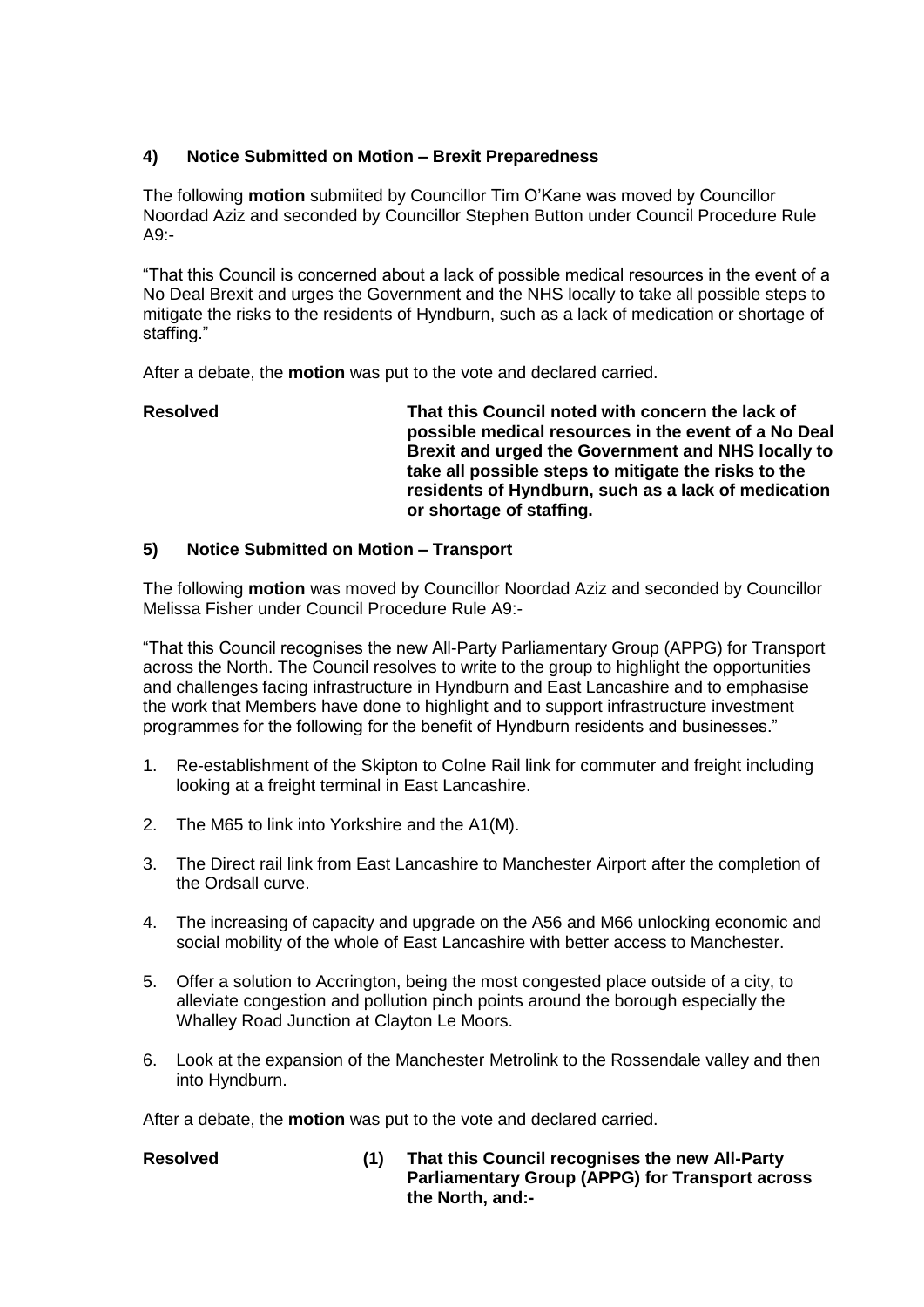### 4) Notice Submitted on Motion – Brexit Preparedness

The following **motion** submiited by Councillor Tim O'Kane was moved by Councillor Noordad Aziz and seconded by Councillor Stephen Button under Council Procedure Rule A9:-

"That this Council is concerned about a lack of possible medical resources in the event of a No Deal Brexit and urges the Government and the NHS locally to take all possible steps to mitigate the risks to the residents of Hyndburn, such as a lack of medication or shortage of staffing."

After a debate, the **motion** was put to the vote and declared carried.

**Resolved** **That this Council noted with concern the lack of possible medical resources in the event of a No Deal Brexit and urged the Government and NHS locally to take all possible steps to mitigate the risks to the residents of Hyndburn, such as a lack of medication or shortage of staffing.**

### 5) Notice Submitted on Motion – Transport

The following **motion** was moved by Councillor Noordad Aziz and seconded by Councillor Melissa Fisher under Council Procedure Rule A9:-

"That this Council recognises the new All-Party Parliamentary Group (APPG) for Transport across the North. The Council resolves to write to the group to highlight the opportunities and challenges facing infrastructure in Hyndburn and East Lancashire and to emphasise the work that Members have done to highlight and to support infrastructure investment programmes for the following for the benefit of Hyndburn residents and businesses."

1. Re-establishment of the Skipton to Colne Rail link for commuter and freight including looking at a freight terminal in East Lancashire.
2. The M65 to link into Yorkshire and the A1(M).
3. The Direct rail link from East Lancashire to Manchester Airport after the completion of the Ordsall curve.
4. The increasing of capacity and upgrade on the A56 and M66 unlocking economic and social mobility of the whole of East Lancashire with better access to Manchester.
5. Offer a solution to Accrington, being the most congested place outside of a city, to alleviate congestion and pollution pinch points around the borough especially the Whalley Road Junction at Clayton Le Moors.
6. Look at the expansion of the Manchester Metrolink to the Rossendale valley and then into Hyndburn.

After a debate, the **motion** was put to the vote and declared carried.

**Resolved** **(1) That this Council recognises the new All-Party Parliamentary Group (APPG) for Transport across the North, and:-**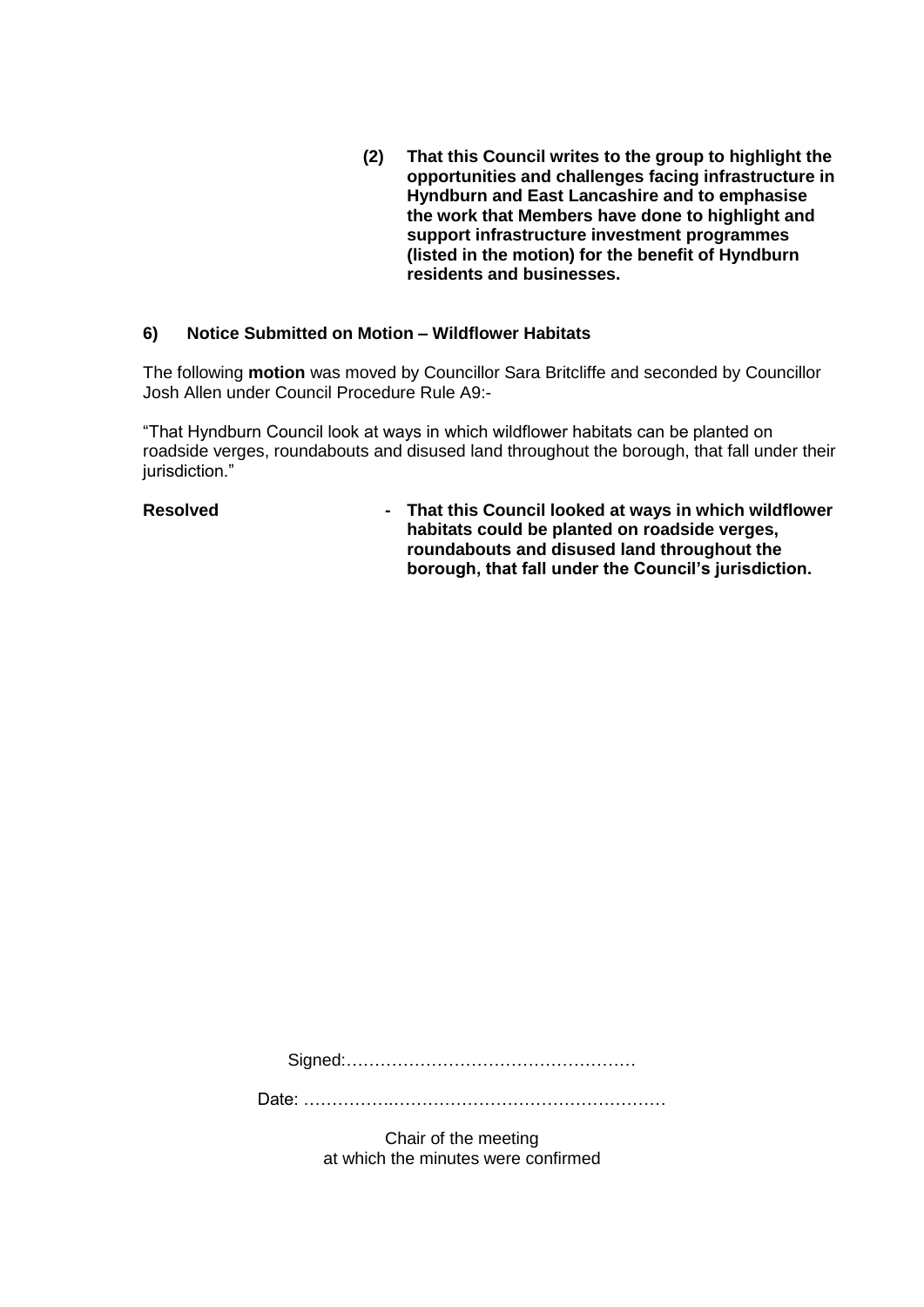**(2) That this Council writes to the group to highlight the opportunities and challenges facing infrastructure in Hyndburn and East Lancashire and to emphasise the work that Members have done to highlight and support infrastructure investment programmes (listed in the motion) for the benefit of Hyndburn residents and businesses.**

### 6) Notice Submitted on Motion – Wildflower Habitats

The following **motion** was moved by Councillor Sara Britcliffe and seconded by Councillor Josh Allen under Council Procedure Rule A9:-

"That Hyndburn Council look at ways in which wildflower habitats can be planted on roadside verges, roundabouts and disused land throughout the borough, that fall under their jurisdiction."

**Resolved** - **That this Council looked at ways in which wildflower habitats could be planted on roadside verges, roundabouts and disused land throughout the borough, that fall under the Council's jurisdiction.**

Signed:……………………………………………

Date: ……………..……………………………………

Chair of the meeting
at which the minutes were confirmed